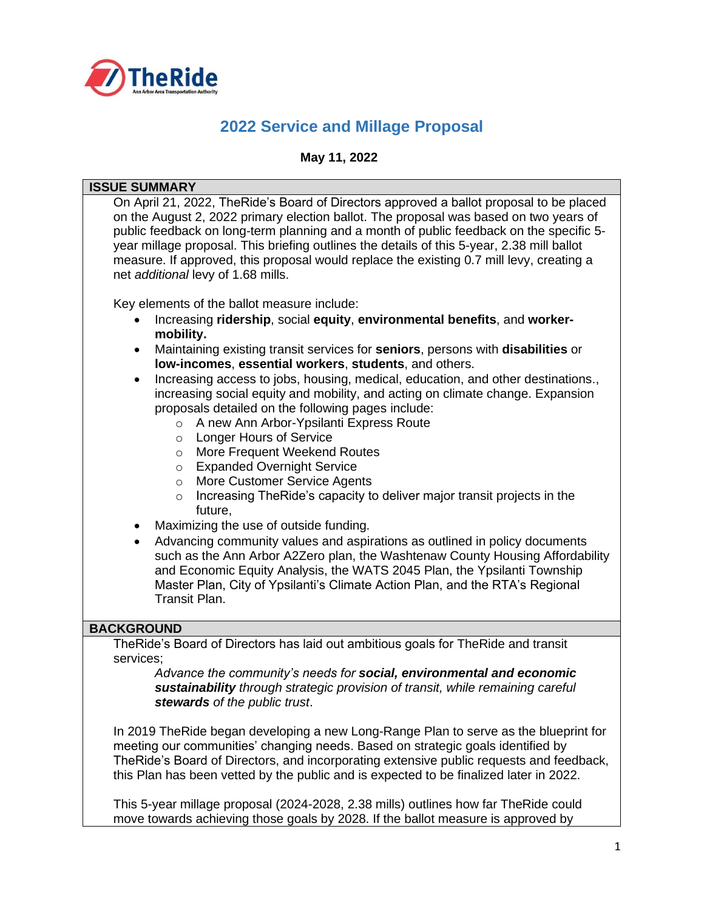# 2022 Service and Millage Proposal

**May 11, 2022**

## ISSUE SUMMARY

On April 21, 2022, TheRide's Board of Directors approved a ballot proposal to be placed on the August 2, 2022 primary election ballot. The proposal was based on two years of public feedback on long-term planning and a month of public feedback on the specific 5-year millage proposal. This briefing outlines the details of this 5-year, 2.38 mill ballot measure. If approved, this proposal would replace the existing 0.7 mill levy, creating a net *additional* levy of 1.68 mills.

Key elements of the ballot measure include:

- Increasing **ridership**, social **equity**, **environmental benefits**, and **worker-mobility.**
- Maintaining existing transit services for **seniors**, persons with **disabilities** or **low-incomes**, **essential workers**, **students**, and others.
- Increasing access to jobs, housing, medical, education, and other destinations., increasing social equity and mobility, and acting on climate change. Expansion proposals detailed on the following pages include:
  - A new Ann Arbor-Ypsilanti Express Route
  - Longer Hours of Service
  - More Frequent Weekend Routes
  - Expanded Overnight Service
  - More Customer Service Agents
  - Increasing TheRide's capacity to deliver major transit projects in the future,
- Maximizing the use of outside funding.
- Advancing community values and aspirations as outlined in policy documents such as the Ann Arbor A2Zero plan, the Washtenaw County Housing Affordability and Economic Equity Analysis, the WATS 2045 Plan, the Ypsilanti Township Master Plan, City of Ypsilanti's Climate Action Plan, and the RTA's Regional Transit Plan.

## BACKGROUND

TheRide's Board of Directors has laid out ambitious goals for TheRide and transit services;

> *Advance the community's needs for **social, environmental and economic sustainability** through strategic provision of transit, while remaining careful **stewards** of the public trust.*

In 2019 TheRide began developing a new Long-Range Plan to serve as the blueprint for meeting our communities' changing needs. Based on strategic goals identified by TheRide's Board of Directors, and incorporating extensive public requests and feedback, this Plan has been vetted by the public and is expected to be finalized later in 2022.

This 5-year millage proposal (2024-2028, 2.38 mills) outlines how far TheRide could move towards achieving those goals by 2028. If the ballot measure is approved by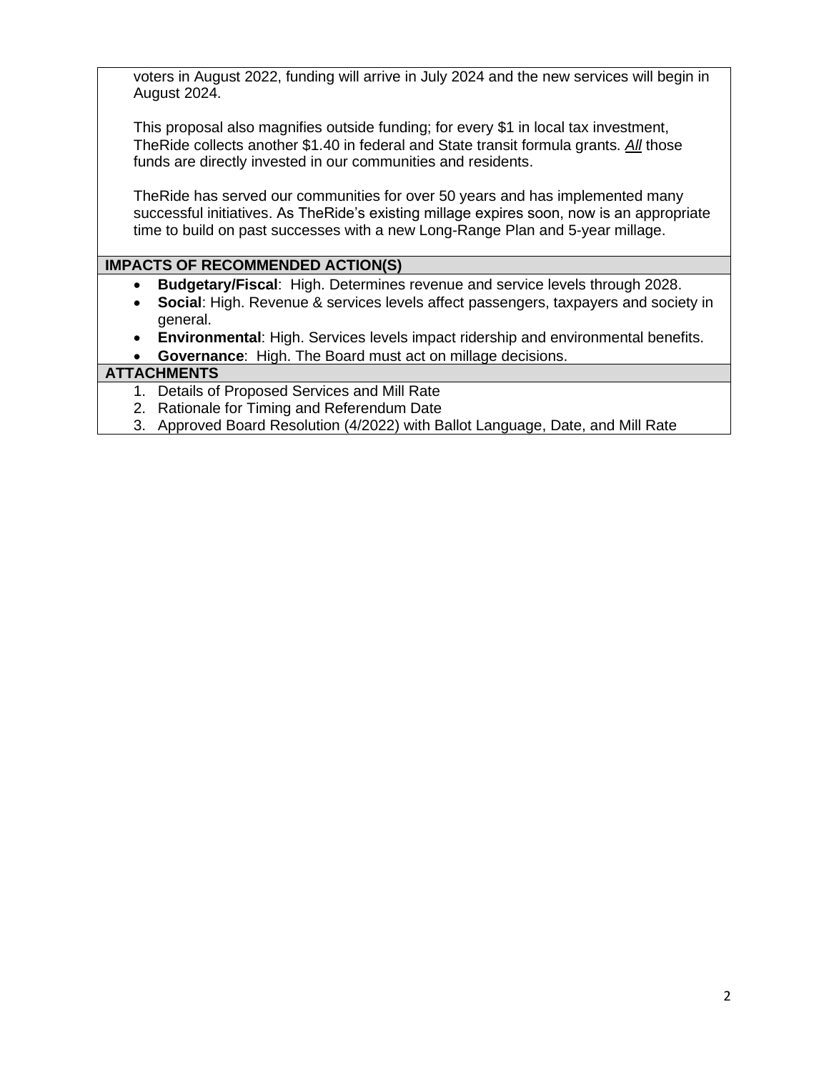voters in August 2022, funding will arrive in July 2024 and the new services will begin in August 2024.

This proposal also magnifies outside funding; for every $1 in local tax investment, TheRide collects another $1.40 in federal and State transit formula grants. ***All*** those funds are directly invested in our communities and residents.

TheRide has served our communities for over 50 years and has implemented many successful initiatives. As TheRide's existing millage expires soon, now is an appropriate time to build on past successes with a new Long-Range Plan and 5-year millage.

## IMPACTS OF RECOMMENDED ACTION(S)

- **Budgetary/Fiscal**: High. Determines revenue and service levels through 2028.
- **Social**: High. Revenue & services levels affect passengers, taxpayers and society in general.
- **Environmental**: High. Services levels impact ridership and environmental benefits.
- **Governance**: High. The Board must act on millage decisions.

## ATTACHMENTS

1. Details of Proposed Services and Mill Rate
2. Rationale for Timing and Referendum Date
3. Approved Board Resolution (4/2022) with Ballot Language, Date, and Mill Rate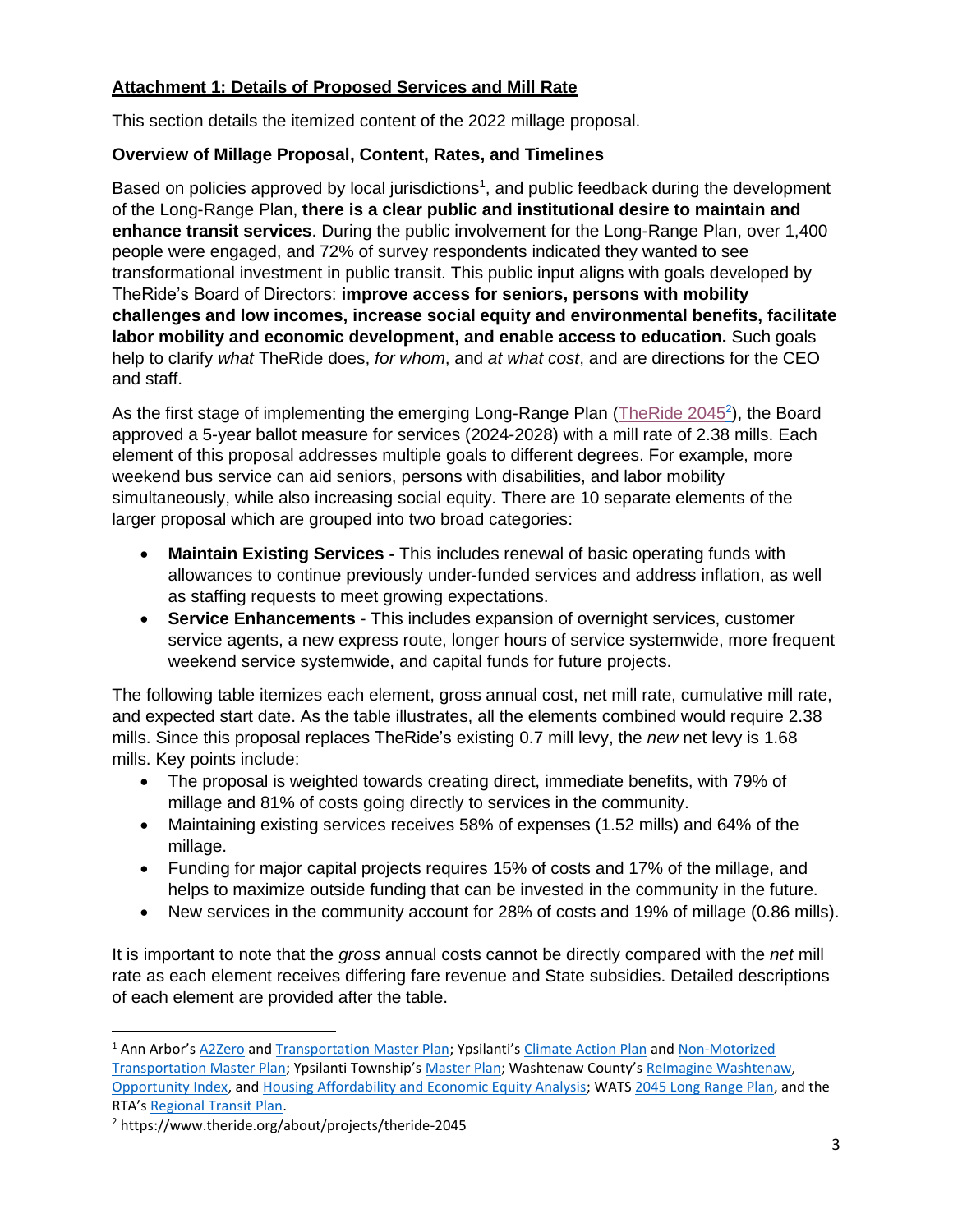**Attachment 1: Details of Proposed Services and Mill Rate**

This section details the itemized content of the 2022 millage proposal.

**Overview of Millage Proposal, Content, Rates, and Timelines**

Based on policies approved by local jurisdictions[1], and public feedback during the development of the Long-Range Plan, **there is a clear public and institutional desire to maintain and enhance transit services**. During the public involvement for the Long-Range Plan, over 1,400 people were engaged, and 72% of survey respondents indicated they wanted to see transformational investment in public transit. This public input aligns with goals developed by TheRide's Board of Directors: **improve access for seniors, persons with mobility challenges and low incomes, increase social equity and environmental benefits, facilitate labor mobility and economic development, and enable access to education.** Such goals help to clarify *what* TheRide does, *for whom*, and *at what cost*, and are directions for the CEO and staff.

As the first stage of implementing the emerging Long-Range Plan (TheRide 2045[2]), the Board approved a 5-year ballot measure for services (2024-2028) with a mill rate of 2.38 mills. Each element of this proposal addresses multiple goals to different degrees. For example, more weekend bus service can aid seniors, persons with disabilities, and labor mobility simultaneously, while also increasing social equity. There are 10 separate elements of the larger proposal which are grouped into two broad categories:

- **Maintain Existing Services -** This includes renewal of basic operating funds with allowances to continue previously under-funded services and address inflation, as well as staffing requests to meet growing expectations.
- **Service Enhancements** - This includes expansion of overnight services, customer service agents, a new express route, longer hours of service systemwide, more frequent weekend service systemwide, and capital funds for future projects.

The following table itemizes each element, gross annual cost, net mill rate, cumulative mill rate, and expected start date. As the table illustrates, all the elements combined would require 2.38 mills. Since this proposal replaces TheRide's existing 0.7 mill levy, the *new* net levy is 1.68 mills. Key points include:

- The proposal is weighted towards creating direct, immediate benefits, with 79% of millage and 81% of costs going directly to services in the community.
- Maintaining existing services receives 58% of expenses (1.52 mills) and 64% of the millage.
- Funding for major capital projects requires 15% of costs and 17% of the millage, and helps to maximize outside funding that can be invested in the community in the future.
- New services in the community account for 28% of costs and 19% of millage (0.86 mills).

It is important to note that the *gross* annual costs cannot be directly compared with the *net* mill rate as each element receives differing fare revenue and State subsidies. Detailed descriptions of each element are provided after the table.

[1] Ann Arbor's A2Zero and Transportation Master Plan; Ypsilanti's Climate Action Plan and Non-Motorized Transportation Master Plan; Ypsilanti Township's Master Plan; Washtenaw County's ReImagine Washtenaw, Opportunity Index, and Housing Affordability and Economic Equity Analysis; WATS 2045 Long Range Plan, and the RTA's Regional Transit Plan.

[2] https://www.theride.org/about/projects/theride-2045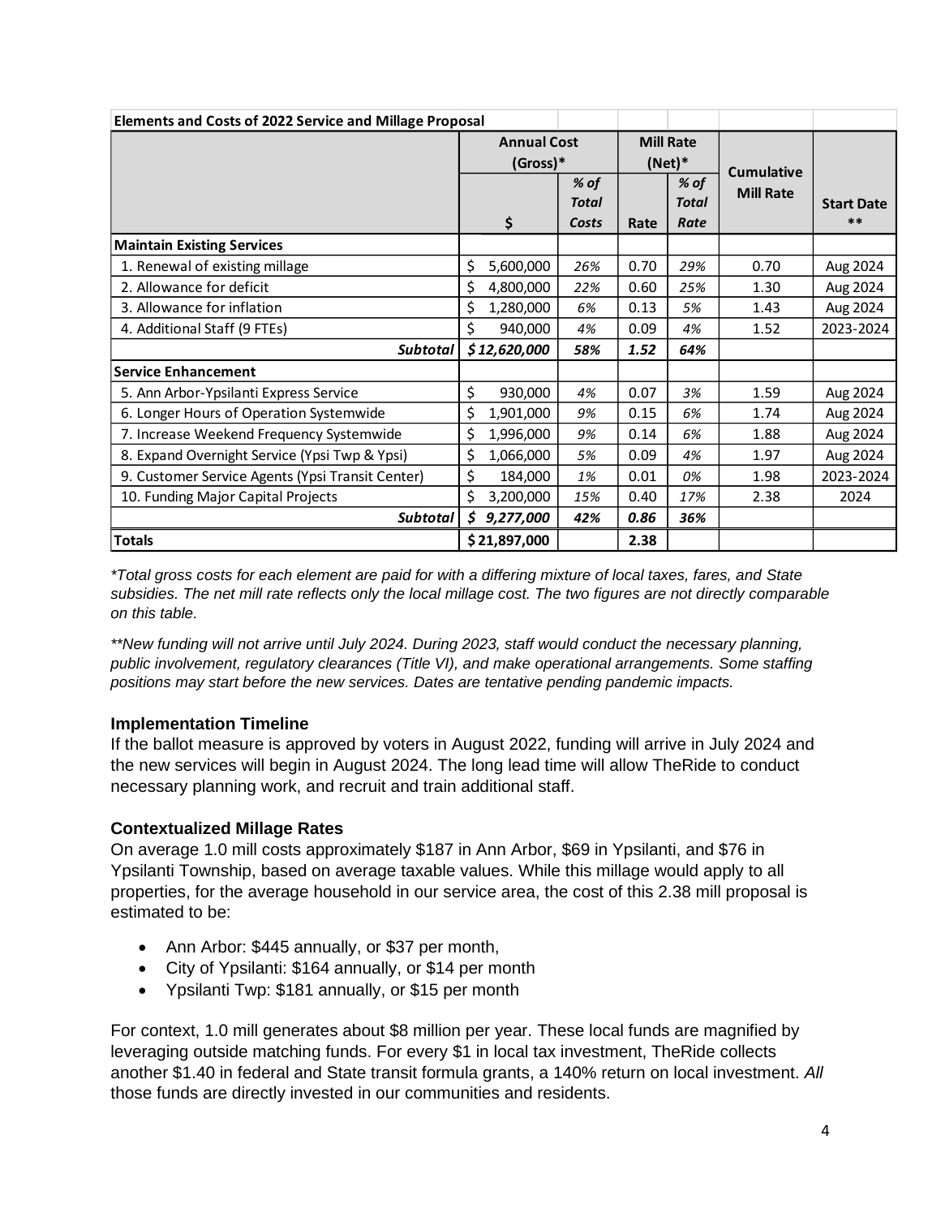| Elements and Costs of 2022 Service and Millage Proposal | | | | | | |
|---|---|---|---|---|---|---|
| | **Annual Cost (Gross)*** | | **Mill Rate (Net)*** | | **Cumulative Mill Rate** | **Start Date ****|
| | **$** | *% of Total Costs* | **Rate** | *% of Total Rate* | | |
| **Maintain Existing Services** | | | | | | |
| 1. Renewal of existing millage | $ 5,600,000 | *26%* | 0.70 | *29%* | 0.70 | Aug 2024 |
| 2. Allowance for deficit | $ 4,800,000 | *22%* | 0.60 | *25%* | 1.30 | Aug 2024 |
| 3. Allowance for inflation | $ 1,280,000 | *6%* | 0.13 | *5%* | 1.43 | Aug 2024 |
| 4. Additional Staff (9 FTEs) | $ 940,000 | *4%* | 0.09 | *4%* | 1.52 | 2023-2024 |
| ***Subtotal*** | ***$ 12,620,000*** | ***58%*** | ***1.52*** | ***64%*** | | |
| **Service Enhancement** | | | | | | |
| 5. Ann Arbor-Ypsilanti Express Service | $ 930,000 | *4%* | 0.07 | *3%* | 1.59 | Aug 2024 |
| 6. Longer Hours of Operation Systemwide | $ 1,901,000 | *9%* | 0.15 | *6%* | 1.74 | Aug 2024 |
| 7. Increase Weekend Frequency Systemwide | $ 1,996,000 | *9%* | 0.14 | *6%* | 1.88 | Aug 2024 |
| 8. Expand Overnight Service (Ypsi Twp & Ypsi) | $ 1,066,000 | *5%* | 0.09 | *4%* | 1.97 | Aug 2024 |
| 9. Customer Service Agents (Ypsi Transit Center) | $ 184,000 | *1%* | 0.01 | *0%* | 1.98 | 2023-2024 |
| 10. Funding Major Capital Projects | $ 3,200,000 | *15%* | 0.40 | *17%* | 2.38 | 2024 |
| ***Subtotal*** | ***$ 9,277,000*** | ***42%*** | ***0.86*** | ***36%*** | | |
| **Totals** | **$ 21,897,000** | | **2.38** | | | |

*\*Total gross costs for each element are paid for with a differing mixture of local taxes, fares, and State subsidies. The net mill rate reflects only the local millage cost. The two figures are not directly comparable on this table.*

*\*\*New funding will not arrive until July 2024. During 2023, staff would conduct the necessary planning, public involvement, regulatory clearances (Title VI), and make operational arrangements. Some staffing positions may start before the new services. Dates are tentative pending pandemic impacts.*

### Implementation Timeline

If the ballot measure is approved by voters in August 2022, funding will arrive in July 2024 and the new services will begin in August 2024. The long lead time will allow TheRide to conduct necessary planning work, and recruit and train additional staff.

### Contextualized Millage Rates

On average 1.0 mill costs approximately $187 in Ann Arbor, $69 in Ypsilanti, and $76 in Ypsilanti Township, based on average taxable values. While this millage would apply to all properties, for the average household in our service area, the cost of this 2.38 mill proposal is estimated to be:

- Ann Arbor: $445 annually, or $37 per month,
- City of Ypsilanti: $164 annually, or $14 per month
- Ypsilanti Twp: $181 annually, or $15 per month

For context, 1.0 mill generates about $8 million per year. These local funds are magnified by leveraging outside matching funds. For every $1 in local tax investment, TheRide collects another $1.40 in federal and State transit formula grants, a 140% return on local investment. *All* those funds are directly invested in our communities and residents.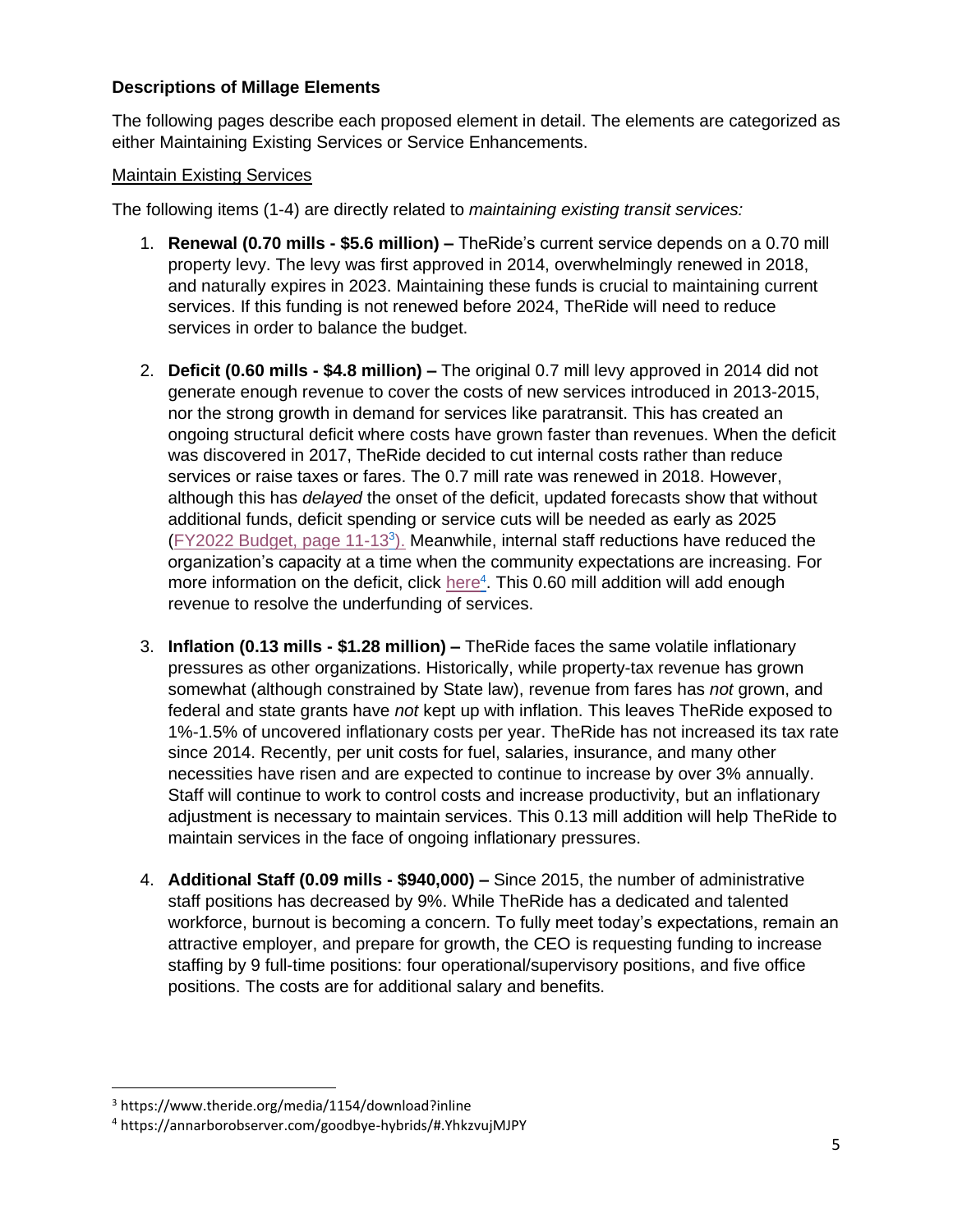### Descriptions of Millage Elements

The following pages describe each proposed element in detail. The elements are categorized as either Maintaining Existing Services or Service Enhancements.

Maintain Existing Services

The following items (1-4) are directly related to *maintaining existing transit services:*

1. **Renewal (0.70 mills - $5.6 million) –** TheRide's current service depends on a 0.70 mill property levy. The levy was first approved in 2014, overwhelmingly renewed in 2018, and naturally expires in 2023. Maintaining these funds is crucial to maintaining current services. If this funding is not renewed before 2024, TheRide will need to reduce services in order to balance the budget.

2. **Deficit (0.60 mills - $4.8 million) –** The original 0.7 mill levy approved in 2014 did not generate enough revenue to cover the costs of new services introduced in 2013-2015, nor the strong growth in demand for services like paratransit. This has created an ongoing structural deficit where costs have grown faster than revenues. When the deficit was discovered in 2017, TheRide decided to cut internal costs rather than reduce services or raise taxes or fares. The 0.7 mill rate was renewed in 2018. However, although this has *delayed* the onset of the deficit, updated forecasts show that without additional funds, deficit spending or service cuts will be needed as early as 2025 (FY2022 Budget, page 11-13[3]). Meanwhile, internal staff reductions have reduced the organization's capacity at a time when the community expectations are increasing. For more information on the deficit, click here[4]. This 0.60 mill addition will add enough revenue to resolve the underfunding of services.

3. **Inflation (0.13 mills - $1.28 million) –** TheRide faces the same volatile inflationary pressures as other organizations. Historically, while property-tax revenue has grown somewhat (although constrained by State law), revenue from fares has *not* grown, and federal and state grants have *not* kept up with inflation. This leaves TheRide exposed to 1%-1.5% of uncovered inflationary costs per year. TheRide has not increased its tax rate since 2014. Recently, per unit costs for fuel, salaries, insurance, and many other necessities have risen and are expected to continue to increase by over 3% annually. Staff will continue to work to control costs and increase productivity, but an inflationary adjustment is necessary to maintain services. This 0.13 mill addition will help TheRide to maintain services in the face of ongoing inflationary pressures.

4. **Additional Staff (0.09 mills - $940,000) –** Since 2015, the number of administrative staff positions has decreased by 9%. While TheRide has a dedicated and talented workforce, burnout is becoming a concern. To fully meet today's expectations, remain an attractive employer, and prepare for growth, the CEO is requesting funding to increase staffing by 9 full-time positions: four operational/supervisory positions, and five office positions. The costs are for additional salary and benefits.

---

[3] https://www.theride.org/media/1154/download?inline

[4] https://annarborobserver.com/goodbye-hybrids/#.YhkzvujMJPY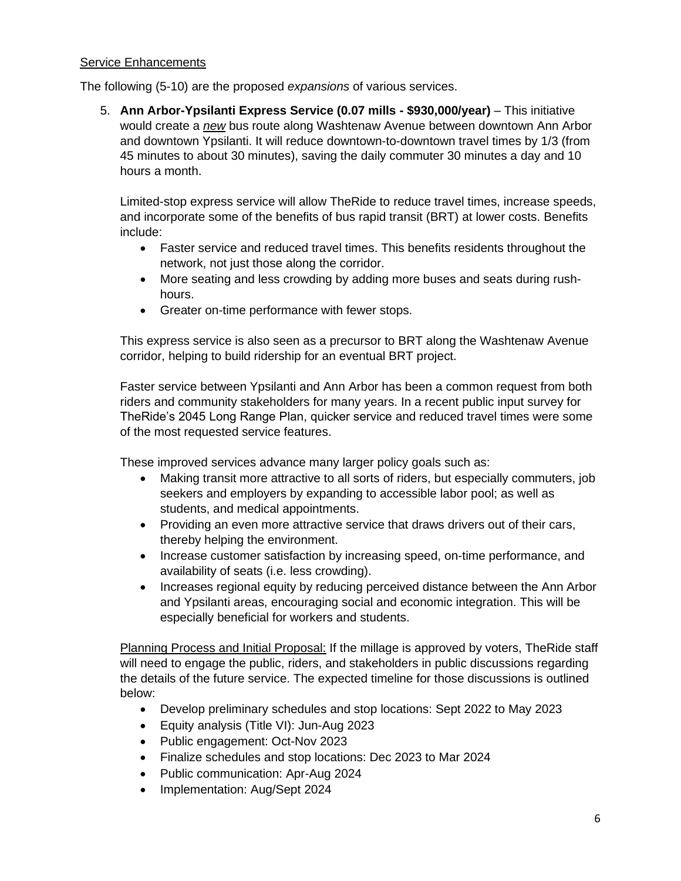<u>Service Enhancements</u>

The following (5-10) are the proposed *expansions* of various services.

5. **Ann Arbor-Ypsilanti Express Service (0.07 mills - $930,000/year)** – This initiative would create a ***<u>new</u>*** bus route along Washtenaw Avenue between downtown Ann Arbor and downtown Ypsilanti. It will reduce downtown-to-downtown travel times by 1/3 (from 45 minutes to about 30 minutes), saving the daily commuter 30 minutes a day and 10 hours a month.

   Limited-stop express service will allow TheRide to reduce travel times, increase speeds, and incorporate some of the benefits of bus rapid transit (BRT) at lower costs. Benefits include:

   - Faster service and reduced travel times. This benefits residents throughout the network, not just those along the corridor.
   - More seating and less crowding by adding more buses and seats during rush-hours.
   - Greater on-time performance with fewer stops.

   This express service is also seen as a precursor to BRT along the Washtenaw Avenue corridor, helping to build ridership for an eventual BRT project.

   Faster service between Ypsilanti and Ann Arbor has been a common request from both riders and community stakeholders for many years. In a recent public input survey for TheRide's 2045 Long Range Plan, quicker service and reduced travel times were some of the most requested service features.

   These improved services advance many larger policy goals such as:

   - Making transit more attractive to all sorts of riders, but especially commuters, job seekers and employers by expanding to accessible labor pool; as well as students, and medical appointments.
   - Providing an even more attractive service that draws drivers out of their cars, thereby helping the environment.
   - Increase customer satisfaction by increasing speed, on-time performance, and availability of seats (i.e. less crowding).
   - Increases regional equity by reducing perceived distance between the Ann Arbor and Ypsilanti areas, encouraging social and economic integration. This will be especially beneficial for workers and students.

   <u>Planning Process and Initial Proposal:</u> If the millage is approved by voters, TheRide staff will need to engage the public, riders, and stakeholders in public discussions regarding the details of the future service. The expected timeline for those discussions is outlined below:

   - Develop preliminary schedules and stop locations: Sept 2022 to May 2023
   - Equity analysis (Title VI): Jun-Aug 2023
   - Public engagement: Oct-Nov 2023
   - Finalize schedules and stop locations: Dec 2023 to Mar 2024
   - Public communication: Apr-Aug 2024
   - Implementation: Aug/Sept 2024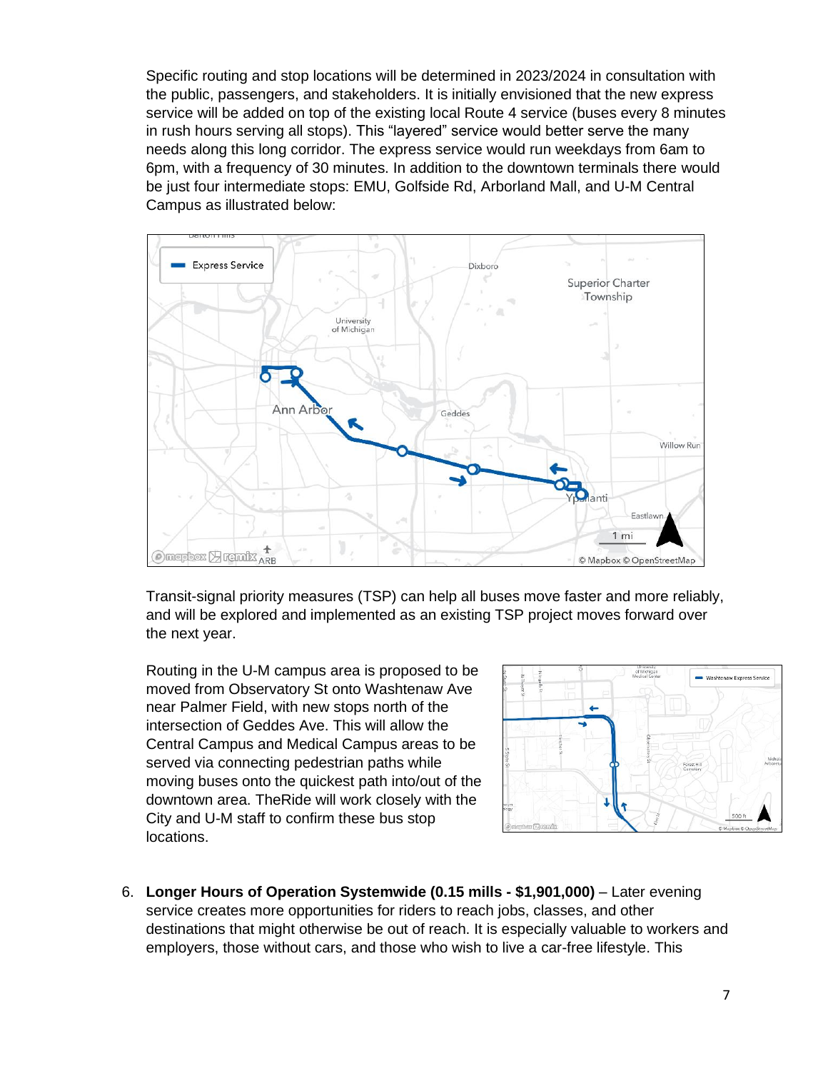Specific routing and stop locations will be determined in 2023/2024 in consultation with the public, passengers, and stakeholders. It is initially envisioned that the new express service will be added on top of the existing local Route 4 service (buses every 8 minutes in rush hours serving all stops). This "layered" service would better serve the many needs along this long corridor. The express service would run weekdays from 6am to 6pm, with a frequency of 30 minutes. In addition to the downtown terminals there would be just four intermediate stops: EMU, Golfside Rd, Arborland Mall, and U-M Central Campus as illustrated below:

Transit-signal priority measures (TSP) can help all buses move faster and more reliably, and will be explored and implemented as an existing TSP project moves forward over the next year.

Routing in the U-M campus area is proposed to be moved from Observatory St onto Washtenaw Ave near Palmer Field, with new stops north of the intersection of Geddes Ave. This will allow the Central Campus and Medical Campus areas to be served via connecting pedestrian paths while moving buses onto the quickest path into/out of the downtown area. TheRide will work closely with the City and U-M staff to confirm these bus stop locations.

6. **Longer Hours of Operation Systemwide (0.15 mills - $1,901,000)** – Later evening service creates more opportunities for riders to reach jobs, classes, and other destinations that might otherwise be out of reach. It is especially valuable to workers and employers, those without cars, and those who wish to live a car-free lifestyle. This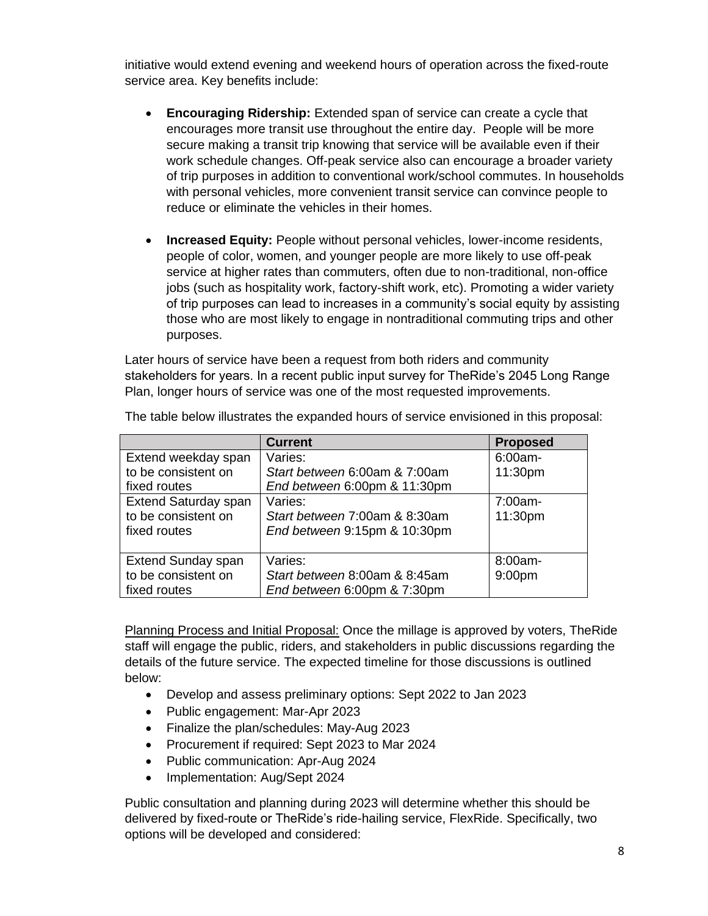initiative would extend evening and weekend hours of operation across the fixed-route service area. Key benefits include:

- **Encouraging Ridership:** Extended span of service can create a cycle that encourages more transit use throughout the entire day. People will be more secure making a transit trip knowing that service will be available even if their work schedule changes. Off-peak service also can encourage a broader variety of trip purposes in addition to conventional work/school commutes. In households with personal vehicles, more convenient transit service can convince people to reduce or eliminate the vehicles in their homes.

- **Increased Equity:** People without personal vehicles, lower-income residents, people of color, women, and younger people are more likely to use off-peak service at higher rates than commuters, often due to non-traditional, non-office jobs (such as hospitality work, factory-shift work, etc). Promoting a wider variety of trip purposes can lead to increases in a community's social equity by assisting those who are most likely to engage in nontraditional commuting trips and other purposes.

Later hours of service have been a request from both riders and community stakeholders for years. In a recent public input survey for TheRide's 2045 Long Range Plan, longer hours of service was one of the most requested improvements.

The table below illustrates the expanded hours of service envisioned in this proposal:

| | **Current** | **Proposed** |
|---|---|---|
| Extend weekday span to be consistent on fixed routes | Varies:<br>*Start between* 6:00am & 7:00am<br>*End between* 6:00pm & 11:30pm | 6:00am-11:30pm |
| Extend Saturday span to be consistent on fixed routes | Varies:<br>*Start between* 7:00am & 8:30am<br>*End between* 9:15pm & 10:30pm | 7:00am-11:30pm |
| Extend Sunday span to be consistent on fixed routes | Varies:<br>*Start between* 8:00am & 8:45am<br>*End between* 6:00pm & 7:30pm | 8:00am-9:00pm |

<u>Planning Process and Initial Proposal:</u> Once the millage is approved by voters, TheRide staff will engage the public, riders, and stakeholders in public discussions regarding the details of the future service. The expected timeline for those discussions is outlined below:

- Develop and assess preliminary options: Sept 2022 to Jan 2023
- Public engagement: Mar-Apr 2023
- Finalize the plan/schedules: May-Aug 2023
- Procurement if required: Sept 2023 to Mar 2024
- Public communication: Apr-Aug 2024
- Implementation: Aug/Sept 2024

Public consultation and planning during 2023 will determine whether this should be delivered by fixed-route or TheRide's ride-hailing service, FlexRide. Specifically, two options will be developed and considered: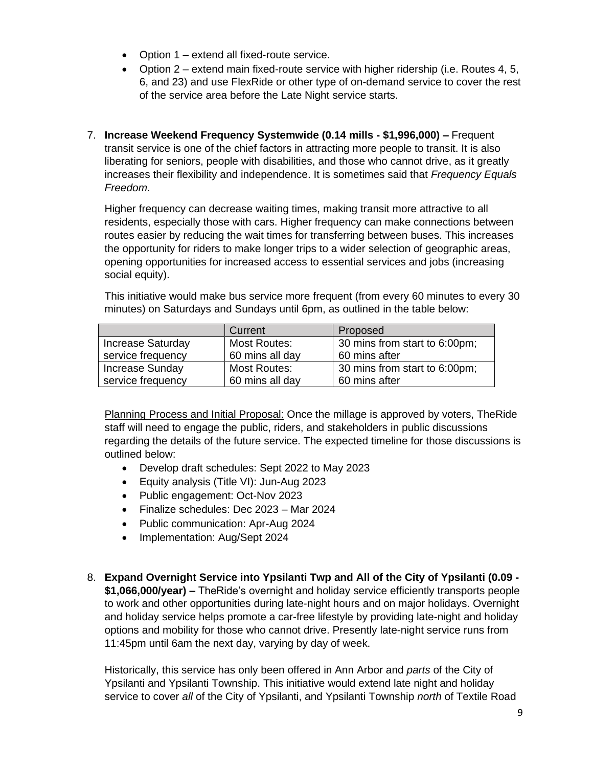- Option 1 – extend all fixed-route service.
- Option 2 – extend main fixed-route service with higher ridership (i.e. Routes 4, 5, 6, and 23) and use FlexRide or other type of on-demand service to cover the rest of the service area before the Late Night service starts.

7. **Increase Weekend Frequency Systemwide (0.14 mills - $1,996,000) –** Frequent transit service is one of the chief factors in attracting more people to transit. It is also liberating for seniors, people with disabilities, and those who cannot drive, as it greatly increases their flexibility and independence. It is sometimes said that *Frequency Equals Freedom*.

   Higher frequency can decrease waiting times, making transit more attractive to all residents, especially those with cars. Higher frequency can make connections between routes easier by reducing the wait times for transferring between buses. This increases the opportunity for riders to make longer trips to a wider selection of geographic areas, opening opportunities for increased access to essential services and jobs (increasing social equity).

   This initiative would make bus service more frequent (from every 60 minutes to every 30 minutes) on Saturdays and Sundays until 6pm, as outlined in the table below:

| | Current | Proposed |
|---|---|---|
| Increase Saturday service frequency | Most Routes: 60 mins all day | 30 mins from start to 6:00pm; 60 mins after |
| Increase Sunday service frequency | Most Routes: 60 mins all day | 30 mins from start to 6:00pm; 60 mins after |

   Planning Process and Initial Proposal: Once the millage is approved by voters, TheRide staff will need to engage the public, riders, and stakeholders in public discussions regarding the details of the future service. The expected timeline for those discussions is outlined below:

   - Develop draft schedules: Sept 2022 to May 2023
   - Equity analysis (Title VI): Jun-Aug 2023
   - Public engagement: Oct-Nov 2023
   - Finalize schedules: Dec 2023 – Mar 2024
   - Public communication: Apr-Aug 2024
   - Implementation: Aug/Sept 2024

8. **Expand Overnight Service into Ypsilanti Twp and All of the City of Ypsilanti (0.09 - $1,066,000/year) –** TheRide's overnight and holiday service efficiently transports people to work and other opportunities during late-night hours and on major holidays. Overnight and holiday service helps promote a car-free lifestyle by providing late-night and holiday options and mobility for those who cannot drive. Presently late-night service runs from 11:45pm until 6am the next day, varying by day of week.

   Historically, this service has only been offered in Ann Arbor and *parts* of the City of Ypsilanti and Ypsilanti Township. This initiative would extend late night and holiday service to cover *all* of the City of Ypsilanti, and Ypsilanti Township *north* of Textile Road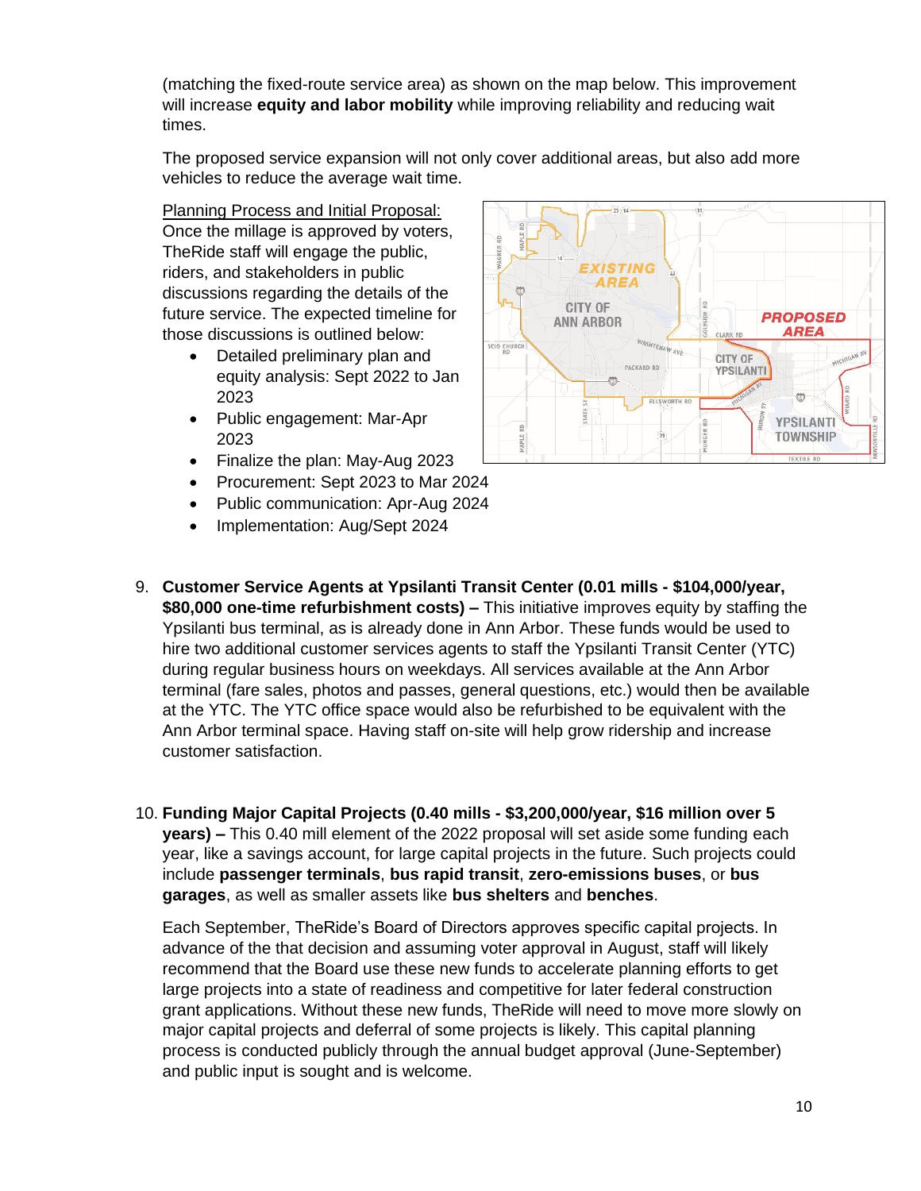(matching the fixed-route service area) as shown on the map below. This improvement will increase **equity and labor mobility** while improving reliability and reducing wait times.

The proposed service expansion will not only cover additional areas, but also add more vehicles to reduce the average wait time.

Planning Process and Initial Proposal:
Once the millage is approved by voters, TheRide staff will engage the public, riders, and stakeholders in public discussions regarding the details of the future service. The expected timeline for those discussions is outlined below:

- Detailed preliminary plan and equity analysis: Sept 2022 to Jan 2023
- Public engagement: Mar-Apr 2023
- Finalize the plan: May-Aug 2023
- Procurement: Sept 2023 to Mar 2024
- Public communication: Apr-Aug 2024
- Implementation: Aug/Sept 2024

9. **Customer Service Agents at Ypsilanti Transit Center (0.01 mills - $104,000/year, $80,000 one-time refurbishment costs) –** This initiative improves equity by staffing the Ypsilanti bus terminal, as is already done in Ann Arbor. These funds would be used to hire two additional customer services agents to staff the Ypsilanti Transit Center (YTC) during regular business hours on weekdays. All services available at the Ann Arbor terminal (fare sales, photos and passes, general questions, etc.) would then be available at the YTC. The YTC office space would also be refurbished to be equivalent with the Ann Arbor terminal space. Having staff on-site will help grow ridership and increase customer satisfaction.

10. **Funding Major Capital Projects (0.40 mills - $3,200,000/year, $16 million over 5 years) –** This 0.40 mill element of the 2022 proposal will set aside some funding each year, like a savings account, for large capital projects in the future. Such projects could include **passenger terminals**, **bus rapid transit**, **zero-emissions buses**, or **bus garages**, as well as smaller assets like **bus shelters** and **benches**.

    Each September, TheRide's Board of Directors approves specific capital projects. In advance of the that decision and assuming voter approval in August, staff will likely recommend that the Board use these new funds to accelerate planning efforts to get large projects into a state of readiness and competitive for later federal construction grant applications. Without these new funds, TheRide will need to move more slowly on major capital projects and deferral of some projects is likely. This capital planning process is conducted publicly through the annual budget approval (June-September) and public input is sought and is welcome.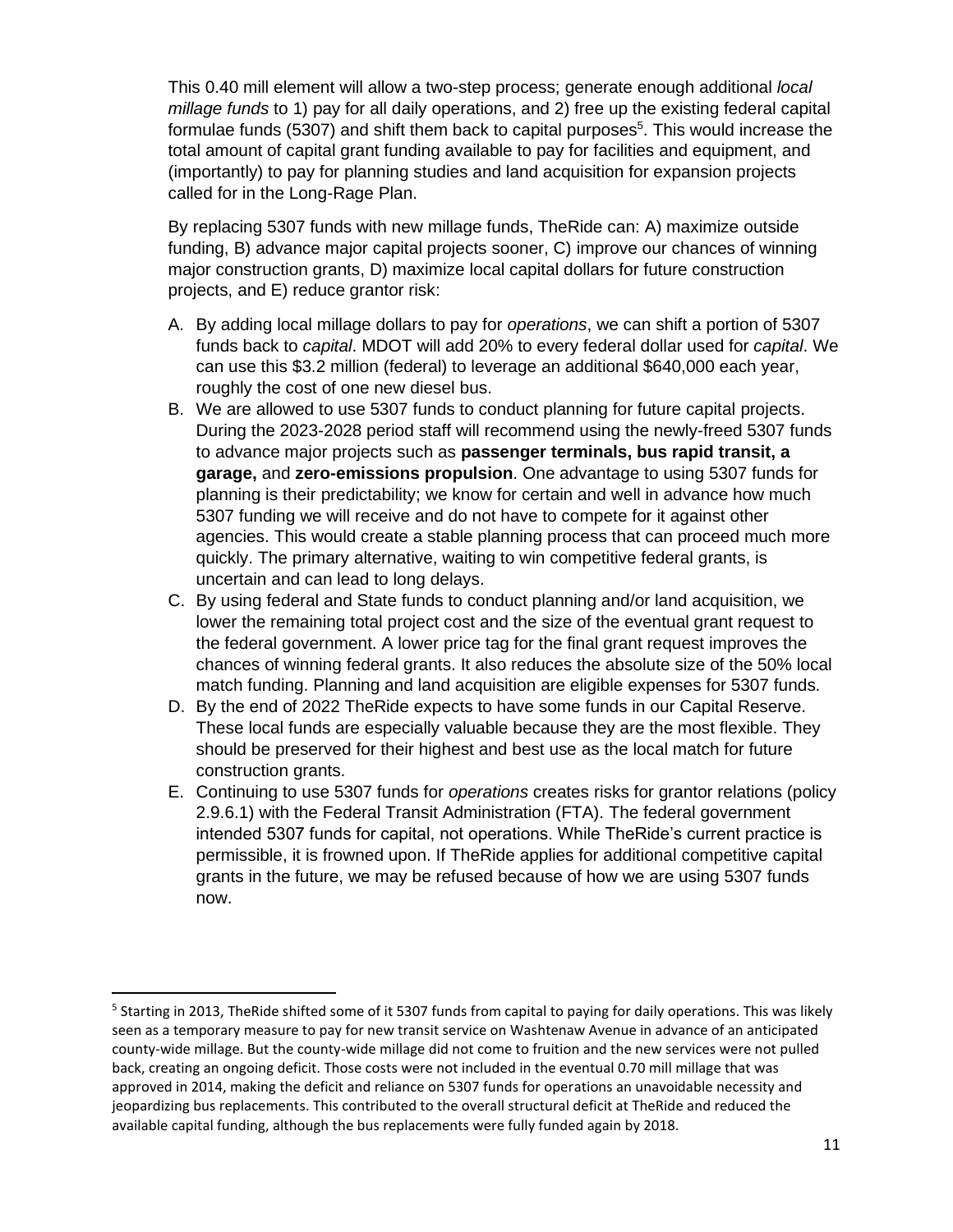This 0.40 mill element will allow a two-step process; generate enough additional *local millage funds* to 1) pay for all daily operations, and 2) free up the existing federal capital formulae funds (5307) and shift them back to capital purposes[5]. This would increase the total amount of capital grant funding available to pay for facilities and equipment, and (importantly) to pay for planning studies and land acquisition for expansion projects called for in the Long-Rage Plan.

By replacing 5307 funds with new millage funds, TheRide can: A) maximize outside funding, B) advance major capital projects sooner, C) improve our chances of winning major construction grants, D) maximize local capital dollars for future construction projects, and E) reduce grantor risk:

A. By adding local millage dollars to pay for *operations*, we can shift a portion of 5307 funds back to *capital*. MDOT will add 20% to every federal dollar used for *capital*. We can use this $3.2 million (federal) to leverage an additional $640,000 each year, roughly the cost of one new diesel bus.
B. We are allowed to use 5307 funds to conduct planning for future capital projects. During the 2023-2028 period staff will recommend using the newly-freed 5307 funds to advance major projects such as **passenger terminals, bus rapid transit, a garage,** and **zero-emissions propulsion**. One advantage to using 5307 funds for planning is their predictability; we know for certain and well in advance how much 5307 funding we will receive and do not have to compete for it against other agencies. This would create a stable planning process that can proceed much more quickly. The primary alternative, waiting to win competitive federal grants, is uncertain and can lead to long delays.
C. By using federal and State funds to conduct planning and/or land acquisition, we lower the remaining total project cost and the size of the eventual grant request to the federal government. A lower price tag for the final grant request improves the chances of winning federal grants. It also reduces the absolute size of the 50% local match funding. Planning and land acquisition are eligible expenses for 5307 funds.
D. By the end of 2022 TheRide expects to have some funds in our Capital Reserve. These local funds are especially valuable because they are the most flexible. They should be preserved for their highest and best use as the local match for future construction grants.
E. Continuing to use 5307 funds for *operations* creates risks for grantor relations (policy 2.9.6.1) with the Federal Transit Administration (FTA). The federal government intended 5307 funds for capital, not operations. While TheRide's current practice is permissible, it is frowned upon. If TheRide applies for additional competitive capital grants in the future, we may be refused because of how we are using 5307 funds now.

---

[5] Starting in 2013, TheRide shifted some of it 5307 funds from capital to paying for daily operations. This was likely seen as a temporary measure to pay for new transit service on Washtenaw Avenue in advance of an anticipated county-wide millage. But the county-wide millage did not come to fruition and the new services were not pulled back, creating an ongoing deficit. Those costs were not included in the eventual 0.70 mill millage that was approved in 2014, making the deficit and reliance on 5307 funds for operations an unavoidable necessity and jeopardizing bus replacements. This contributed to the overall structural deficit at TheRide and reduced the available capital funding, although the bus replacements were fully funded again by 2018.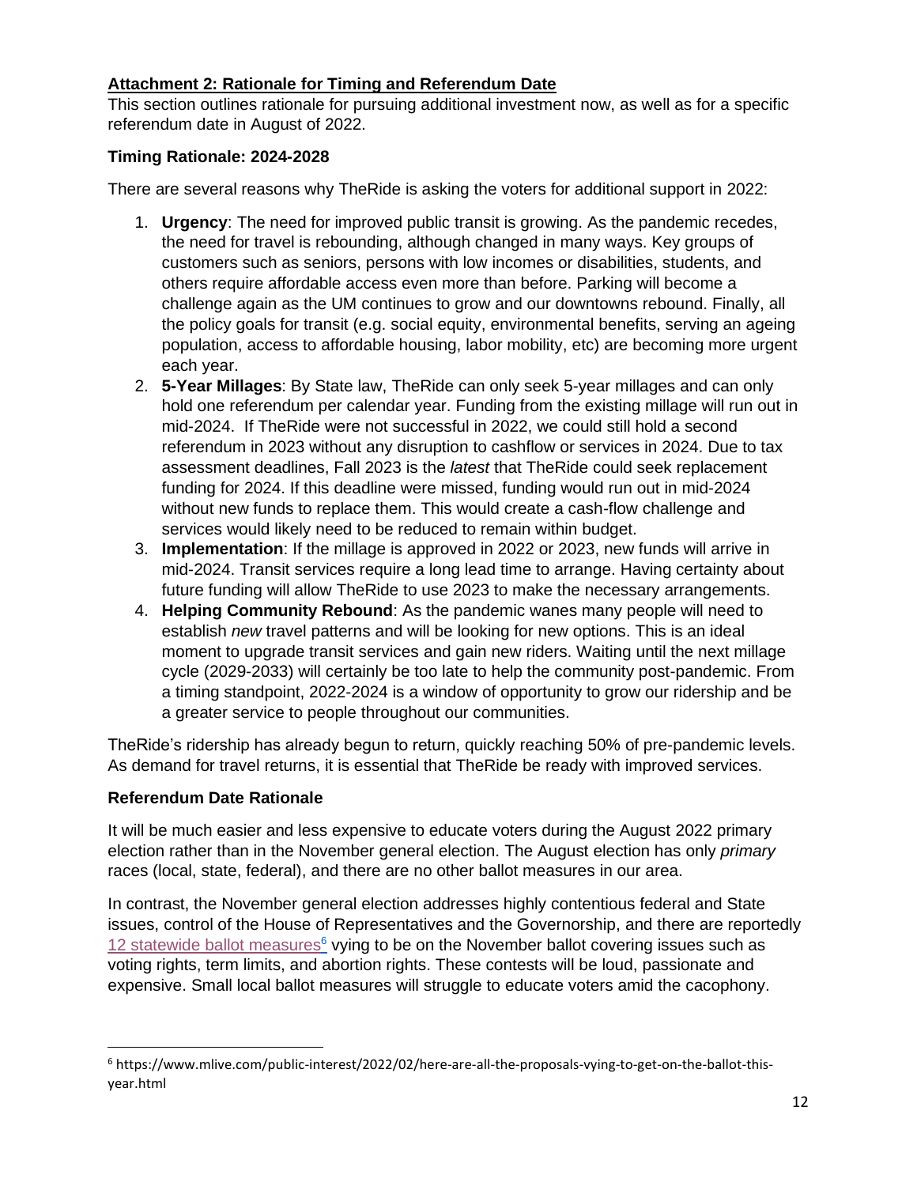## Attachment 2: Rationale for Timing and Referendum Date

This section outlines rationale for pursuing additional investment now, as well as for a specific referendum date in August of 2022.

### Timing Rationale: 2024-2028

There are several reasons why TheRide is asking the voters for additional support in 2022:

1. **Urgency**: The need for improved public transit is growing. As the pandemic recedes, the need for travel is rebounding, although changed in many ways. Key groups of customers such as seniors, persons with low incomes or disabilities, students, and others require affordable access even more than before. Parking will become a challenge again as the UM continues to grow and our downtowns rebound. Finally, all the policy goals for transit (e.g. social equity, environmental benefits, serving an ageing population, access to affordable housing, labor mobility, etc) are becoming more urgent each year.
2. **5-Year Millages**: By State law, TheRide can only seek 5-year millages and can only hold one referendum per calendar year. Funding from the existing millage will run out in mid-2024. If TheRide were not successful in 2022, we could still hold a second referendum in 2023 without any disruption to cashflow or services in 2024. Due to tax assessment deadlines, Fall 2023 is the *latest* that TheRide could seek replacement funding for 2024. If this deadline were missed, funding would run out in mid-2024 without new funds to replace them. This would create a cash-flow challenge and services would likely need to be reduced to remain within budget.
3. **Implementation**: If the millage is approved in 2022 or 2023, new funds will arrive in mid-2024. Transit services require a long lead time to arrange. Having certainty about future funding will allow TheRide to use 2023 to make the necessary arrangements.
4. **Helping Community Rebound**: As the pandemic wanes many people will need to establish *new* travel patterns and will be looking for new options. This is an ideal moment to upgrade transit services and gain new riders. Waiting until the next millage cycle (2029-2033) will certainly be too late to help the community post-pandemic. From a timing standpoint, 2022-2024 is a window of opportunity to grow our ridership and be a greater service to people throughout our communities.

TheRide's ridership has already begun to return, quickly reaching 50% of pre-pandemic levels. As demand for travel returns, it is essential that TheRide be ready with improved services.

### Referendum Date Rationale

It will be much easier and less expensive to educate voters during the August 2022 primary election rather than in the November general election. The August election has only *primary* races (local, state, federal), and there are no other ballot measures in our area.

In contrast, the November general election addresses highly contentious federal and State issues, control of the House of Representatives and the Governorship, and there are reportedly 12 statewide ballot measures[6] vying to be on the November ballot covering issues such as voting rights, term limits, and abortion rights. These contests will be loud, passionate and expensive. Small local ballot measures will struggle to educate voters amid the cacophony.

---

[6] https://www.mlive.com/public-interest/2022/02/here-are-all-the-proposals-vying-to-get-on-the-ballot-this-year.html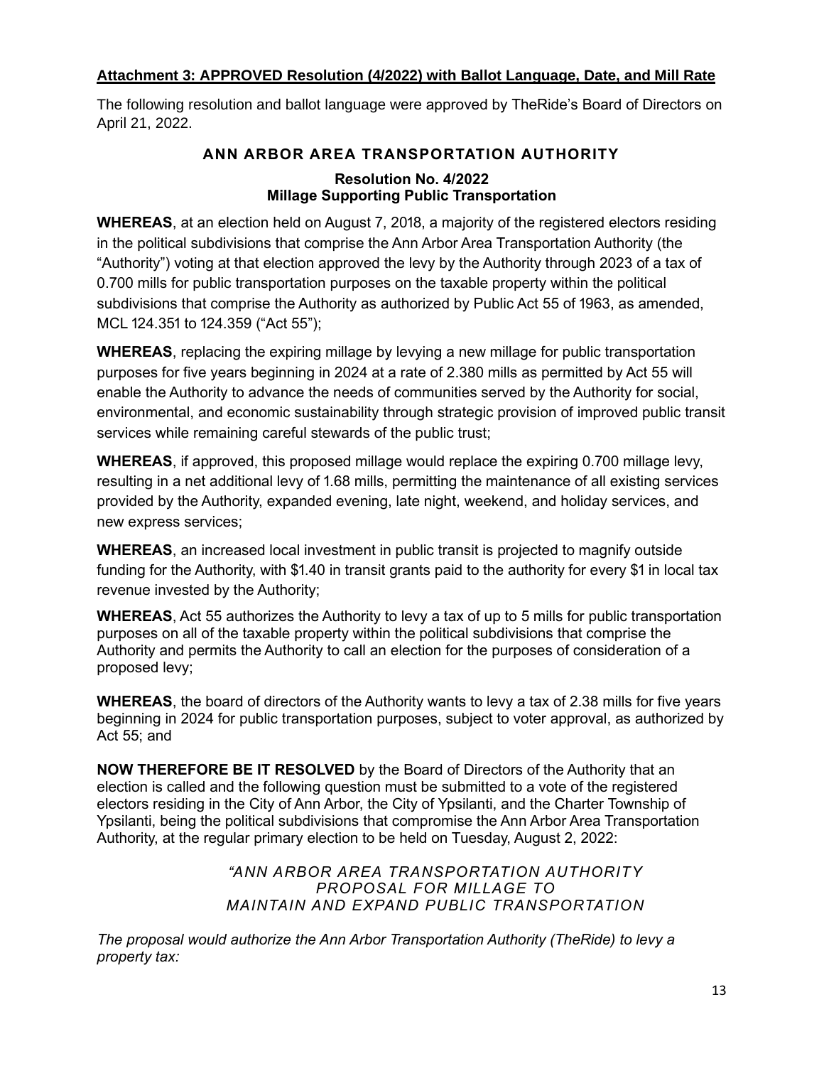**Attachment 3: APPROVED Resolution (4/2022) with Ballot Language, Date, and Mill Rate**

The following resolution and ballot language were approved by TheRide's Board of Directors on April 21, 2022.

## ANN ARBOR AREA TRANSPORTATION AUTHORITY

### Resolution No. 4/2022
### Millage Supporting Public Transportation

**WHEREAS**, at an election held on August 7, 2018, a majority of the registered electors residing in the political subdivisions that comprise the Ann Arbor Area Transportation Authority (the "Authority") voting at that election approved the levy by the Authority through 2023 of a tax of 0.700 mills for public transportation purposes on the taxable property within the political subdivisions that comprise the Authority as authorized by Public Act 55 of 1963, as amended, MCL 124.351 to 124.359 ("Act 55");

**WHEREAS**, replacing the expiring millage by levying a new millage for public transportation purposes for five years beginning in 2024 at a rate of 2.380 mills as permitted by Act 55 will enable the Authority to advance the needs of communities served by the Authority for social, environmental, and economic sustainability through strategic provision of improved public transit services while remaining careful stewards of the public trust;

**WHEREAS**, if approved, this proposed millage would replace the expiring 0.700 millage levy, resulting in a net additional levy of 1.68 mills, permitting the maintenance of all existing services provided by the Authority, expanded evening, late night, weekend, and holiday services, and new express services;

**WHEREAS**, an increased local investment in public transit is projected to magnify outside funding for the Authority, with $1.40 in transit grants paid to the authority for every $1 in local tax revenue invested by the Authority;

**WHEREAS**, Act 55 authorizes the Authority to levy a tax of up to 5 mills for public transportation purposes on all of the taxable property within the political subdivisions that comprise the Authority and permits the Authority to call an election for the purposes of consideration of a proposed levy;

**WHEREAS**, the board of directors of the Authority wants to levy a tax of 2.38 mills for five years beginning in 2024 for public transportation purposes, subject to voter approval, as authorized by Act 55; and

**NOW THEREFORE BE IT RESOLVED** by the Board of Directors of the Authority that an election is called and the following question must be submitted to a vote of the registered electors residing in the City of Ann Arbor, the City of Ypsilanti, and the Charter Township of Ypsilanti, being the political subdivisions that compromise the Ann Arbor Area Transportation Authority, at the regular primary election to be held on Tuesday, August 2, 2022:

*"ANN ARBOR AREA TRANSPORTATION AUTHORITY*
*PROPOSAL FOR MILLAGE TO*
*MAINTAIN AND EXPAND PUBLIC TRANSPORTATION*

*The proposal would authorize the Ann Arbor Transportation Authority (TheRide) to levy a property tax:*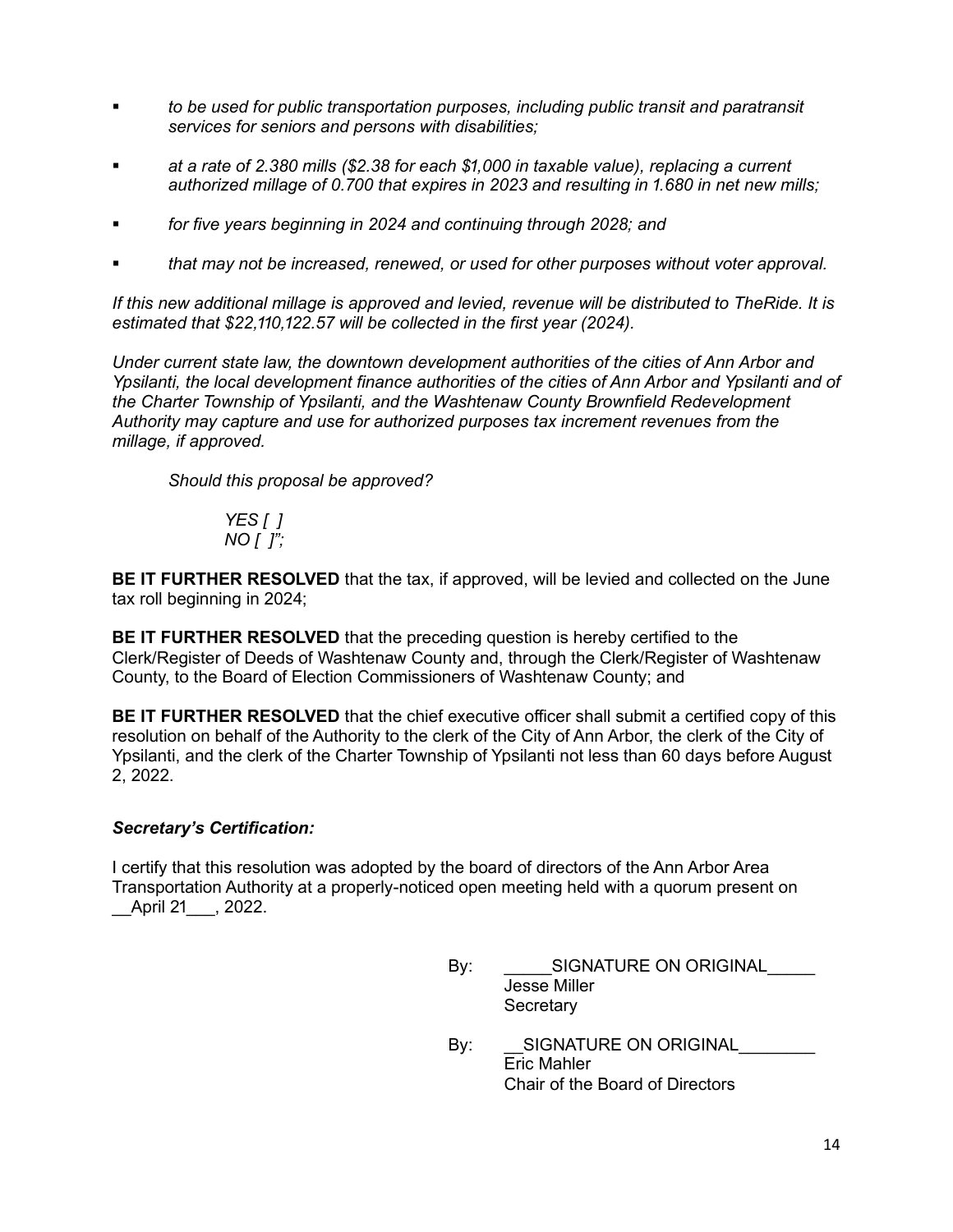- *to be used for public transportation purposes, including public transit and paratransit services for seniors and persons with disabilities;*

- *at a rate of 2.380 mills ($2.38 for each $1,000 in taxable value), replacing a current authorized millage of 0.700 that expires in 2023 and resulting in 1.680 in net new mills;*

- *for five years beginning in 2024 and continuing through 2028; and*

- *that may not be increased, renewed, or used for other purposes without voter approval.*

*If this new additional millage is approved and levied, revenue will be distributed to TheRide. It is estimated that $22,110,122.57 will be collected in the first year (2024).*

*Under current state law, the downtown development authorities of the cities of Ann Arbor and Ypsilanti, the local development finance authorities of the cities of Ann Arbor and Ypsilanti and of the Charter Township of Ypsilanti, and the Washtenaw County Brownfield Redevelopment Authority may capture and use for authorized purposes tax increment revenues from the millage, if approved.*

*Should this proposal be approved?*

*YES [ ]*
*NO [ ]";*

**BE IT FURTHER RESOLVED** that the tax, if approved, will be levied and collected on the June tax roll beginning in 2024;

**BE IT FURTHER RESOLVED** that the preceding question is hereby certified to the Clerk/Register of Deeds of Washtenaw County and, through the Clerk/Register of Washtenaw County, to the Board of Election Commissioners of Washtenaw County; and

**BE IT FURTHER RESOLVED** that the chief executive officer shall submit a certified copy of this resolution on behalf of the Authority to the clerk of the City of Ann Arbor, the clerk of the City of Ypsilanti, and the clerk of the Charter Township of Ypsilanti not less than 60 days before August 2, 2022.

***Secretary's Certification:***

I certify that this resolution was adopted by the board of directors of the Ann Arbor Area Transportation Authority at a properly-noticed open meeting held with a quorum present on __April 21___, 2022.

By: _____SIGNATURE ON ORIGINAL_____
Jesse Miller
Secretary

By: __SIGNATURE ON ORIGINAL________
Eric Mahler
Chair of the Board of Directors